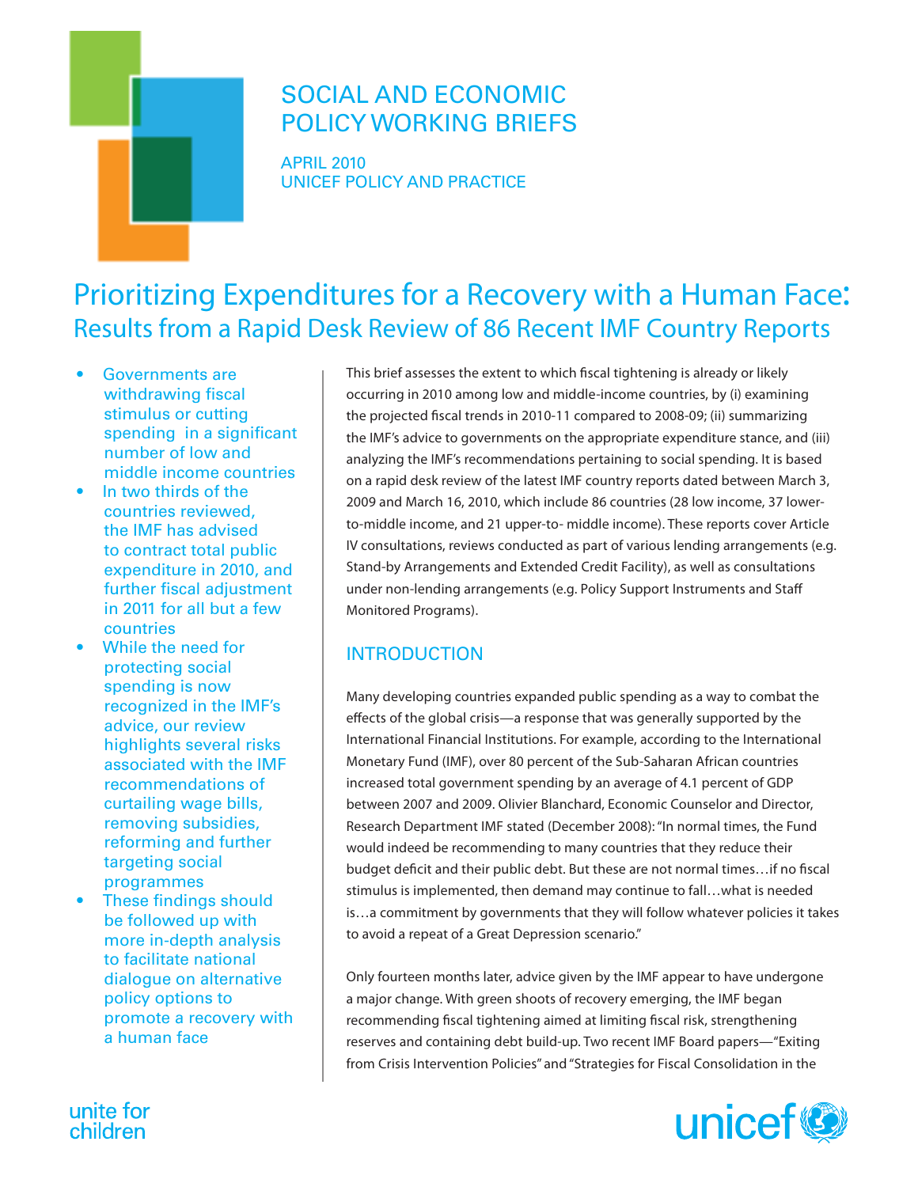SOCIAL AND ECONOMIC POLICY WORKING BRIEFS

APRIL 2010
UNICEF POLICY AND PRACTICE

# Prioritizing Expenditures for a Recovery with a Human Face:
## Results from a Rapid Desk Review of 86 Recent IMF Country Reports

- Governments are withdrawing fiscal stimulus or cutting spending in a significant number of low and middle income countries
- In two thirds of the countries reviewed, the IMF has advised to contract total public expenditure in 2010, and further fiscal adjustment in 2011 for all but a few countries
- While the need for protecting social spending is now recognized in the IMF's advice, our review highlights several risks associated with the IMF recommendations of curtailing wage bills, removing subsidies, reforming and further targeting social programmes
- These findings should be followed up with more in-depth analysis to facilitate national dialogue on alternative policy options to promote a recovery with a human face

This brief assesses the extent to which fiscal tightening is already or likely occurring in 2010 among low and middle-income countries, by (i) examining the projected fiscal trends in 2010-11 compared to 2008-09; (ii) summarizing the IMF's advice to governments on the appropriate expenditure stance, and (iii) analyzing the IMF's recommendations pertaining to social spending. It is based on a rapid desk review of the latest IMF country reports dated between March 3, 2009 and March 16, 2010, which include 86 countries (28 low income, 37 lower-to-middle income, and 21 upper-to- middle income). These reports cover Article IV consultations, reviews conducted as part of various lending arrangements (e.g. Stand-by Arrangements and Extended Credit Facility), as well as consultations under non-lending arrangements (e.g. Policy Support Instruments and Staff Monitored Programs).

## INTRODUCTION

Many developing countries expanded public spending as a way to combat the effects of the global crisis—a response that was generally supported by the International Financial Institutions. For example, according to the International Monetary Fund (IMF), over 80 percent of the Sub-Saharan African countries increased total government spending by an average of 4.1 percent of GDP between 2007 and 2009. Olivier Blanchard, Economic Counselor and Director, Research Department IMF stated (December 2008): "In normal times, the Fund would indeed be recommending to many countries that they reduce their budget deficit and their public debt. But these are not normal times…if no fiscal stimulus is implemented, then demand may continue to fall…what is needed is…a commitment by governments that they will follow whatever policies it takes to avoid a repeat of a Great Depression scenario."

Only fourteen months later, advice given by the IMF appear to have undergone a major change. With green shoots of recovery emerging, the IMF began recommending fiscal tightening aimed at limiting fiscal risk, strengthening reserves and containing debt build-up. Two recent IMF Board papers—"Exiting from Crisis Intervention Policies" and "Strategies for Fiscal Consolidation in the

unite for children

unicef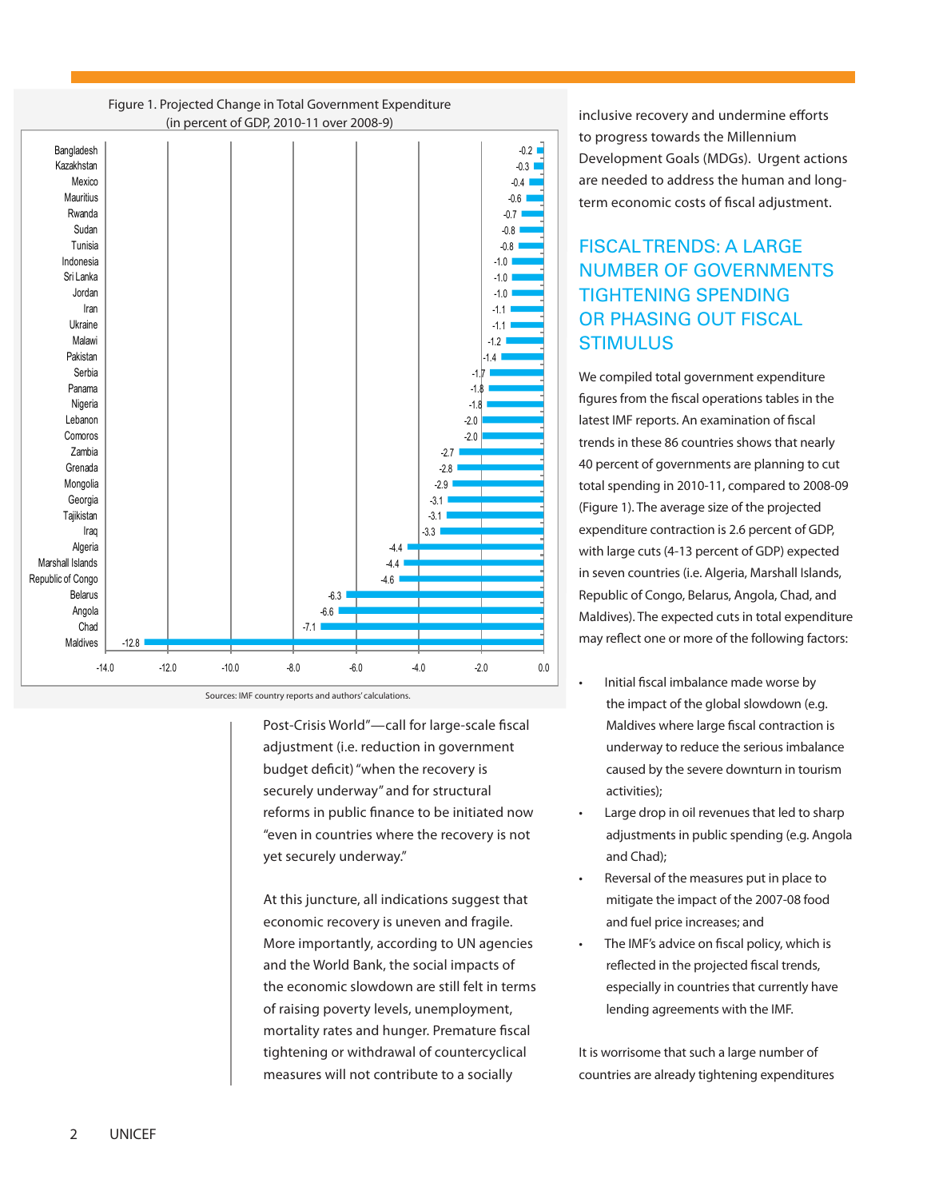Figure 1. Projected Change in Total Government Expenditure (in percent of GDP, 2010-11 over 2008-9)

| Country | Change |
|---|---|
| Bangladesh | -0.2 |
| Kazakhstan | -0.3 |
| Mexico | -0.4 |
| Mauritius | -0.6 |
| Rwanda | -0.7 |
| Sudan | -0.8 |
| Tunisia | -0.8 |
| Indonesia | -1.0 |
| Sri Lanka | -1.0 |
| Jordan | -1.0 |
| Iran | -1.1 |
| Ukraine | -1.1 |
| Malawi | -1.2 |
| Pakistan | -1.4 |
| Serbia | -1.7 |
| Panama | -1.8 |
| Nigeria | -1.8 |
| Lebanon | -2.0 |
| Comoros | -2.0 |
| Zambia | -2.7 |
| Grenada | -2.8 |
| Mongolia | -2.9 |
| Georgia | -3.1 |
| Tajikistan | -3.1 |
| Iraq | -3.3 |
| Algeria | -4.4 |
| Marshall Islands | -4.4 |
| Republic of Congo | -4.6 |
| Belarus | -6.3 |
| Angola | -6.6 |
| Chad | -7.1 |
| Maldives | -12.8 |

Sources: IMF country reports and authors' calculations.

Post-Crisis World"—call for large-scale fiscal adjustment (i.e. reduction in government budget deficit) "when the recovery is securely underway" and for structural reforms in public finance to be initiated now "even in countries where the recovery is not yet securely underway."

At this juncture, all indications suggest that economic recovery is uneven and fragile. More importantly, according to UN agencies and the World Bank, the social impacts of the economic slowdown are still felt in terms of raising poverty levels, unemployment, mortality rates and hunger. Premature fiscal tightening or withdrawal of countercyclical measures will not contribute to a socially inclusive recovery and undermine efforts to progress towards the Millennium Development Goals (MDGs). Urgent actions are needed to address the human and long-term economic costs of fiscal adjustment.

## FISCAL TRENDS: A LARGE NUMBER OF GOVERNMENTS TIGHTENING SPENDING OR PHASING OUT FISCAL STIMULUS

We compiled total government expenditure figures from the fiscal operations tables in the latest IMF reports. An examination of fiscal trends in these 86 countries shows that nearly 40 percent of governments are planning to cut total spending in 2010-11, compared to 2008-09 (Figure 1). The average size of the projected expenditure contraction is 2.6 percent of GDP, with large cuts (4-13 percent of GDP) expected in seven countries (i.e. Algeria, Marshall Islands, Republic of Congo, Belarus, Angola, Chad, and Maldives). The expected cuts in total expenditure may reflect one or more of the following factors:

- Initial fiscal imbalance made worse by the impact of the global slowdown (e.g. Maldives where large fiscal contraction is underway to reduce the serious imbalance caused by the severe downturn in tourism activities);
- Large drop in oil revenues that led to sharp adjustments in public spending (e.g. Angola and Chad);
- Reversal of the measures put in place to mitigate the impact of the 2007-08 food and fuel price increases; and
- The IMF's advice on fiscal policy, which is reflected in the projected fiscal trends, especially in countries that currently have lending agreements with the IMF.

It is worrisome that such a large number of countries are already tightening expenditures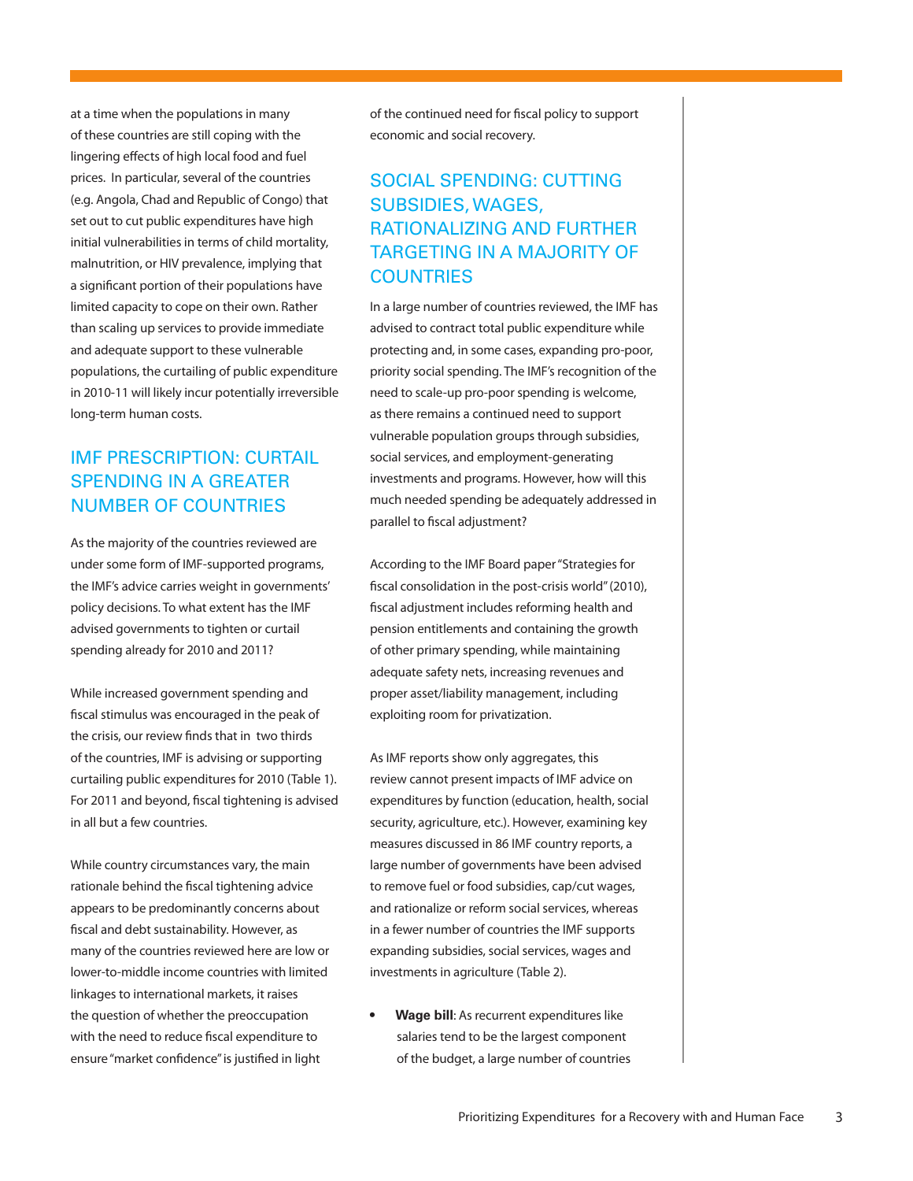at a time when the populations in many of these countries are still coping with the lingering effects of high local food and fuel prices. In particular, several of the countries (e.g. Angola, Chad and Republic of Congo) that set out to cut public expenditures have high initial vulnerabilities in terms of child mortality, malnutrition, or HIV prevalence, implying that a significant portion of their populations have limited capacity to cope on their own. Rather than scaling up services to provide immediate and adequate support to these vulnerable populations, the curtailing of public expenditure in 2010-11 will likely incur potentially irreversible long-term human costs.

## IMF PRESCRIPTION: CURTAIL SPENDING IN A GREATER NUMBER OF COUNTRIES

As the majority of the countries reviewed are under some form of IMF-supported programs, the IMF's advice carries weight in governments' policy decisions. To what extent has the IMF advised governments to tighten or curtail spending already for 2010 and 2011?

While increased government spending and fiscal stimulus was encouraged in the peak of the crisis, our review finds that in two thirds of the countries, IMF is advising or supporting curtailing public expenditures for 2010 (Table 1). For 2011 and beyond, fiscal tightening is advised in all but a few countries.

While country circumstances vary, the main rationale behind the fiscal tightening advice appears to be predominantly concerns about fiscal and debt sustainability. However, as many of the countries reviewed here are low or lower-to-middle income countries with limited linkages to international markets, it raises the question of whether the preoccupation with the need to reduce fiscal expenditure to ensure "market confidence" is justified in light of the continued need for fiscal policy to support economic and social recovery.

## SOCIAL SPENDING: CUTTING SUBSIDIES, WAGES, RATIONALIZING AND FURTHER TARGETING IN A MAJORITY OF COUNTRIES

In a large number of countries reviewed, the IMF has advised to contract total public expenditure while protecting and, in some cases, expanding pro-poor, priority social spending. The IMF's recognition of the need to scale-up pro-poor spending is welcome, as there remains a continued need to support vulnerable population groups through subsidies, social services, and employment-generating investments and programs. However, how will this much needed spending be adequately addressed in parallel to fiscal adjustment?

According to the IMF Board paper "Strategies for fiscal consolidation in the post-crisis world" (2010), fiscal adjustment includes reforming health and pension entitlements and containing the growth of other primary spending, while maintaining adequate safety nets, increasing revenues and proper asset/liability management, including exploiting room for privatization.

As IMF reports show only aggregates, this review cannot present impacts of IMF advice on expenditures by function (education, health, social security, agriculture, etc.). However, examining key measures discussed in 86 IMF country reports, a large number of governments have been advised to remove fuel or food subsidies, cap/cut wages, and rationalize or reform social services, whereas in a fewer number of countries the IMF supports expanding subsidies, social services, wages and investments in agriculture (Table 2).

- **Wage bill**: As recurrent expenditures like salaries tend to be the largest component of the budget, a large number of countries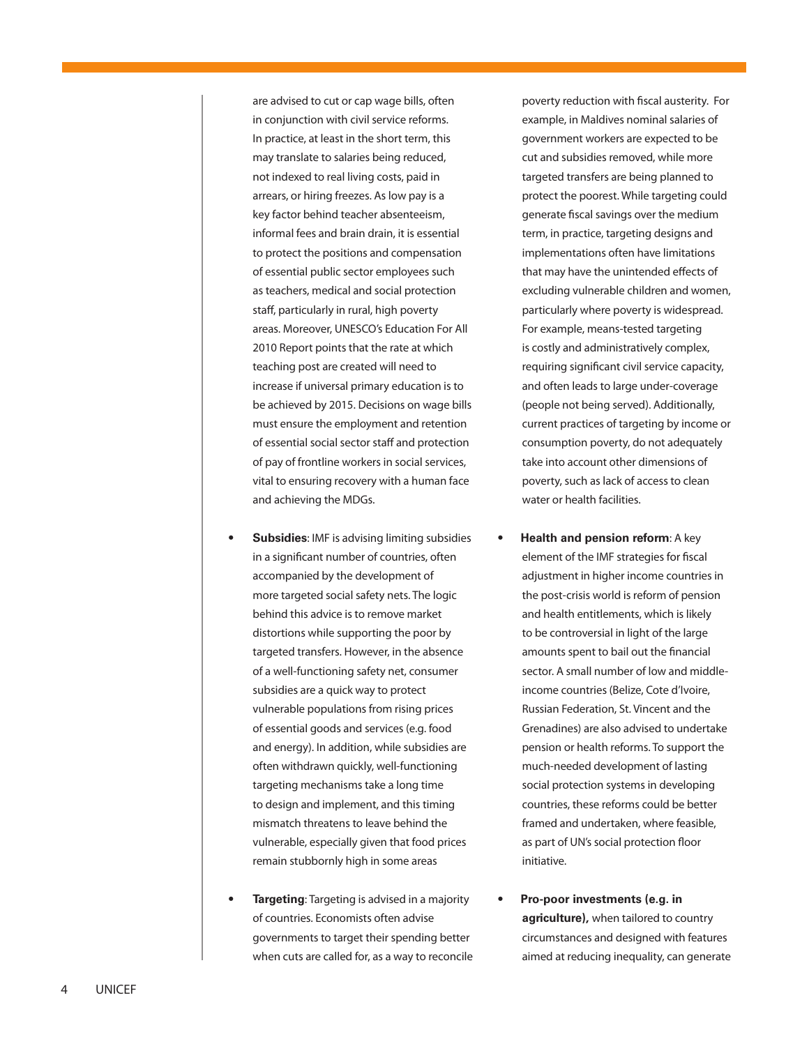are advised to cut or cap wage bills, often in conjunction with civil service reforms. In practice, at least in the short term, this may translate to salaries being reduced, not indexed to real living costs, paid in arrears, or hiring freezes. As low pay is a key factor behind teacher absenteeism, informal fees and brain drain, it is essential to protect the positions and compensation of essential public sector employees such as teachers, medical and social protection staff, particularly in rural, high poverty areas. Moreover, UNESCO's Education For All 2010 Report points that the rate at which teaching post are created will need to increase if universal primary education is to be achieved by 2015. Decisions on wage bills must ensure the employment and retention of essential social sector staff and protection of pay of frontline workers in social services, vital to ensuring recovery with a human face and achieving the MDGs.

- **Subsidies**: IMF is advising limiting subsidies in a significant number of countries, often accompanied by the development of more targeted social safety nets. The logic behind this advice is to remove market distortions while supporting the poor by targeted transfers. However, in the absence of a well-functioning safety net, consumer subsidies are a quick way to protect vulnerable populations from rising prices of essential goods and services (e.g. food and energy). In addition, while subsidies are often withdrawn quickly, well-functioning targeting mechanisms take a long time to design and implement, and this timing mismatch threatens to leave behind the vulnerable, especially given that food prices remain stubbornly high in some areas

- **Targeting**: Targeting is advised in a majority of countries. Economists often advise governments to target their spending better when cuts are called for, as a way to reconcile poverty reduction with fiscal austerity. For example, in Maldives nominal salaries of government workers are expected to be cut and subsidies removed, while more targeted transfers are being planned to protect the poorest. While targeting could generate fiscal savings over the medium term, in practice, targeting designs and implementations often have limitations that may have the unintended effects of excluding vulnerable children and women, particularly where poverty is widespread. For example, means-tested targeting is costly and administratively complex, requiring significant civil service capacity, and often leads to large under-coverage (people not being served). Additionally, current practices of targeting by income or consumption poverty, do not adequately take into account other dimensions of poverty, such as lack of access to clean water or health facilities.

- **Health and pension reform**: A key element of the IMF strategies for fiscal adjustment in higher income countries in the post-crisis world is reform of pension and health entitlements, which is likely to be controversial in light of the large amounts spent to bail out the financial sector. A small number of low and middle-income countries (Belize, Cote d'Ivoire, Russian Federation, St. Vincent and the Grenadines) are also advised to undertake pension or health reforms. To support the much-needed development of lasting social protection systems in developing countries, these reforms could be better framed and undertaken, where feasible, as part of UN's social protection floor initiative.

- **Pro-poor investments (e.g. in agriculture),** when tailored to country circumstances and designed with features aimed at reducing inequality, can generate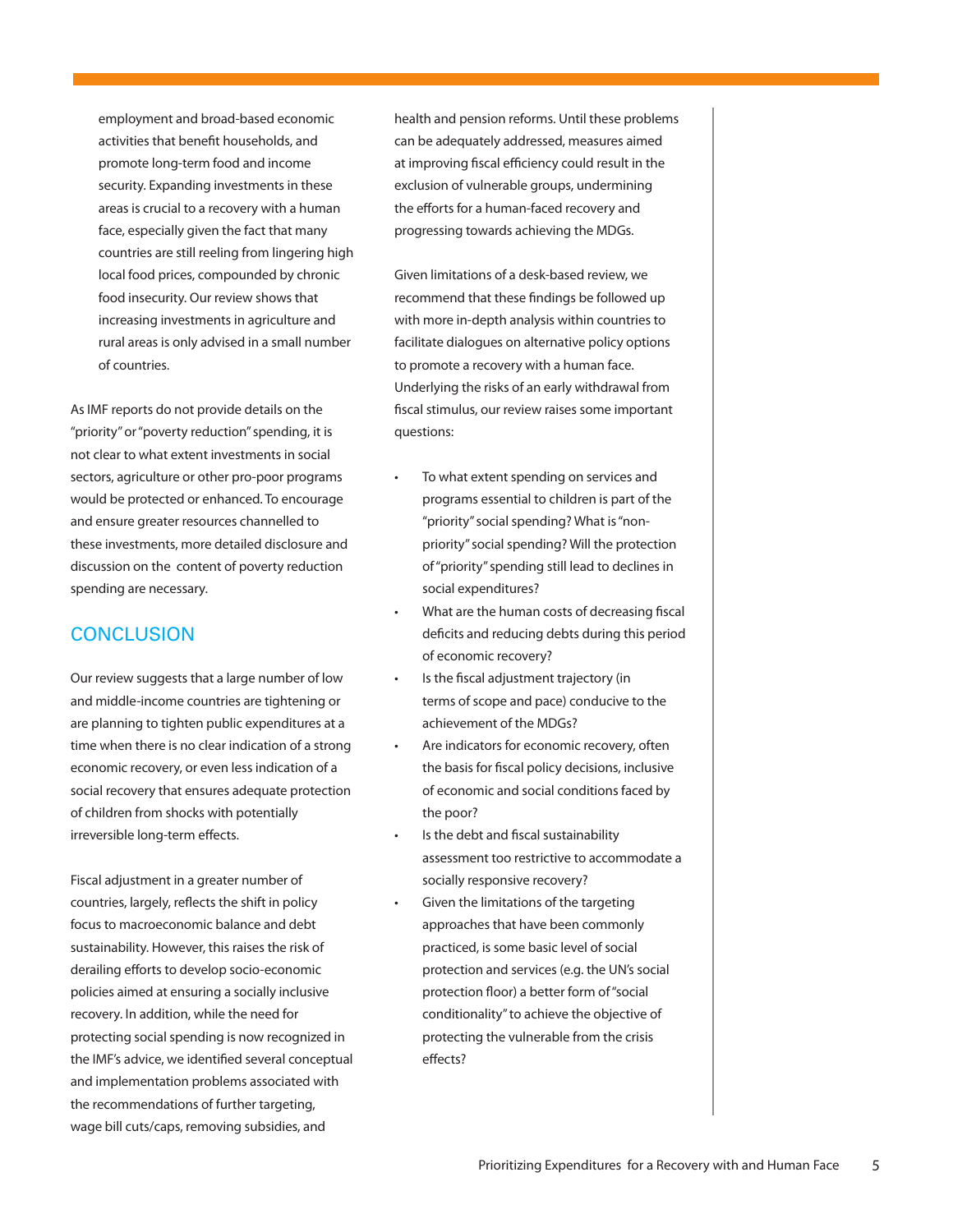employment and broad-based economic activities that benefit households, and promote long-term food and income security. Expanding investments in these areas is crucial to a recovery with a human face, especially given the fact that many countries are still reeling from lingering high local food prices, compounded by chronic food insecurity. Our review shows that increasing investments in agriculture and rural areas is only advised in a small number of countries.

As IMF reports do not provide details on the "priority" or "poverty reduction" spending, it is not clear to what extent investments in social sectors, agriculture or other pro-poor programs would be protected or enhanced. To encourage and ensure greater resources channelled to these investments, more detailed disclosure and discussion on the content of poverty reduction spending are necessary.

## CONCLUSION

Our review suggests that a large number of low and middle-income countries are tightening or are planning to tighten public expenditures at a time when there is no clear indication of a strong economic recovery, or even less indication of a social recovery that ensures adequate protection of children from shocks with potentially irreversible long-term effects.

Fiscal adjustment in a greater number of countries, largely, reflects the shift in policy focus to macroeconomic balance and debt sustainability. However, this raises the risk of derailing efforts to develop socio-economic policies aimed at ensuring a socially inclusive recovery. In addition, while the need for protecting social spending is now recognized in the IMF's advice, we identified several conceptual and implementation problems associated with the recommendations of further targeting, wage bill cuts/caps, removing subsidies, and health and pension reforms. Until these problems can be adequately addressed, measures aimed at improving fiscal efficiency could result in the exclusion of vulnerable groups, undermining the efforts for a human-faced recovery and progressing towards achieving the MDGs.

Given limitations of a desk-based review, we recommend that these findings be followed up with more in-depth analysis within countries to facilitate dialogues on alternative policy options to promote a recovery with a human face. Underlying the risks of an early withdrawal from fiscal stimulus, our review raises some important questions:

- To what extent spending on services and programs essential to children is part of the "priority" social spending? What is "non-priority" social spending? Will the protection of "priority" spending still lead to declines in social expenditures?
- What are the human costs of decreasing fiscal deficits and reducing debts during this period of economic recovery?
- Is the fiscal adjustment trajectory (in terms of scope and pace) conducive to the achievement of the MDGs?
- Are indicators for economic recovery, often the basis for fiscal policy decisions, inclusive of economic and social conditions faced by the poor?
- Is the debt and fiscal sustainability assessment too restrictive to accommodate a socially responsive recovery?
- Given the limitations of the targeting approaches that have been commonly practiced, is some basic level of social protection and services (e.g. the UN's social protection floor) a better form of "social conditionality" to achieve the objective of protecting the vulnerable from the crisis effects?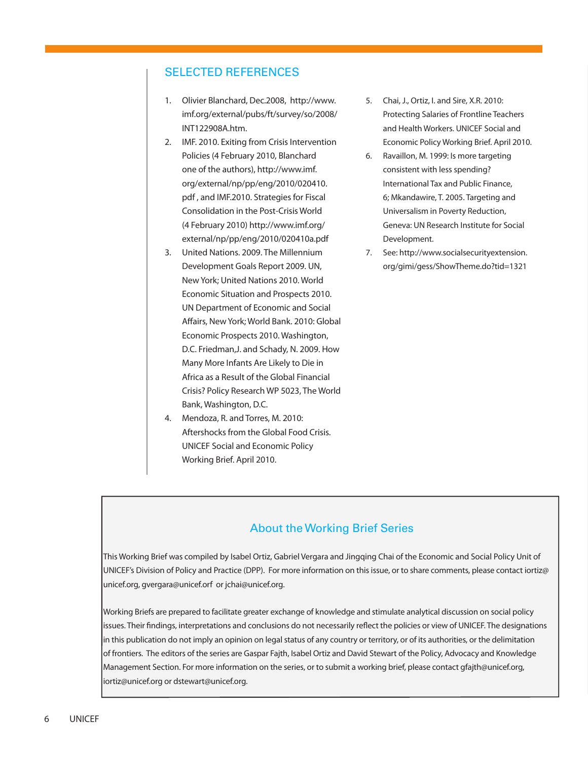## SELECTED REFERENCES

1. Olivier Blanchard, Dec.2008, http://www.imf.org/external/pubs/ft/survey/so/2008/INT122908A.htm.
2. IMF. 2010. Exiting from Crisis Intervention Policies (4 February 2010, Blanchard one of the authors), http://www.imf.org/external/np/pp/eng/2010/020410.pdf , and IMF.2010. Strategies for Fiscal Consolidation in the Post-Crisis World (4 February 2010) http://www.imf.org/external/np/pp/eng/2010/020410a.pdf
3. United Nations. 2009. The Millennium Development Goals Report 2009. UN, New York; United Nations 2010. World Economic Situation and Prospects 2010. UN Department of Economic and Social Affairs, New York; World Bank. 2010: Global Economic Prospects 2010. Washington, D.C. Friedman,J. and Schady, N. 2009. How Many More Infants Are Likely to Die in Africa as a Result of the Global Financial Crisis? Policy Research WP 5023, The World Bank, Washington, D.C.
4. Mendoza, R. and Torres, M. 2010: Aftershocks from the Global Food Crisis. UNICEF Social and Economic Policy Working Brief. April 2010.
5. Chai, J., Ortiz, I. and Sire, X.R. 2010: Protecting Salaries of Frontline Teachers and Health Workers. UNICEF Social and Economic Policy Working Brief. April 2010.
6. Ravaillon, M. 1999: Is more targeting consistent with less spending? International Tax and Public Finance, 6; Mkandawire, T. 2005. Targeting and Universalism in Poverty Reduction, Geneva: UN Research Institute for Social Development.
7. See: http://www.socialsecurityextension.org/gimi/gess/ShowTheme.do?tid=1321

## About the Working Brief Series

This Working Brief was compiled by Isabel Ortiz, Gabriel Vergara and Jingqing Chai of the Economic and Social Policy Unit of UNICEF's Division of Policy and Practice (DPP). For more information on this issue, or to share comments, please contact iortiz@unicef.org, gvergara@unicef.orf or jchai@unicef.org.

Working Briefs are prepared to facilitate greater exchange of knowledge and stimulate analytical discussion on social policy issues. Their findings, interpretations and conclusions do not necessarily reflect the policies or view of UNICEF. The designations in this publication do not imply an opinion on legal status of any country or territory, or of its authorities, or the delimitation of frontiers. The editors of the series are Gaspar Fajth, Isabel Ortiz and David Stewart of the Policy, Advocacy and Knowledge Management Section. For more information on the series, or to submit a working brief, please contact gfajth@unicef.org, iortiz@unicef.org or dstewart@unicef.org.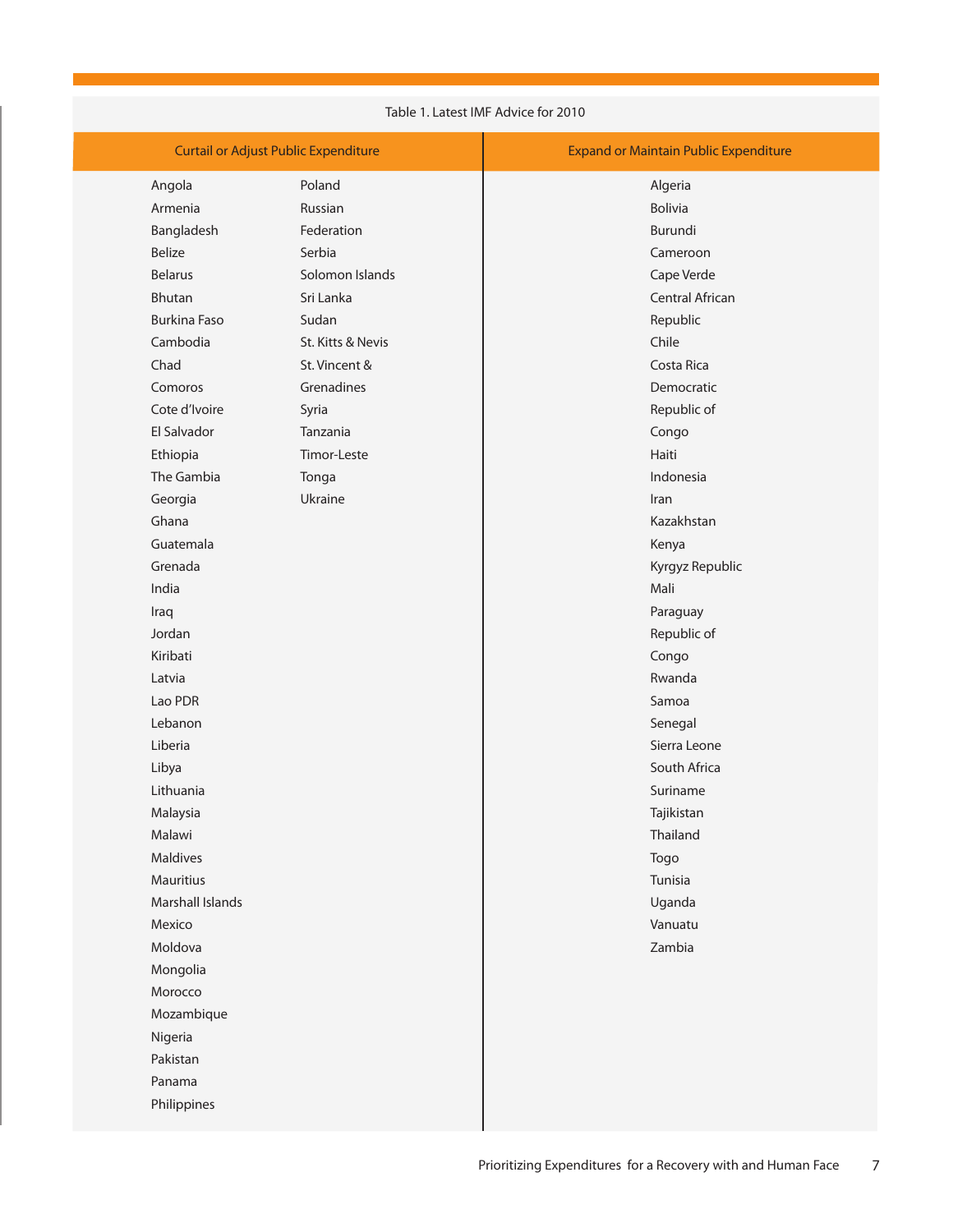Table 1. Latest IMF Advice for 2010

| Curtail or Adjust Public Expenditure | Expand or Maintain Public Expenditure |
|---|---|
| Angola | Algeria |
| Armenia | Bolivia |
| Bangladesh | Burundi |
| Belize | Cameroon |
| Belarus | Cape Verde |
| Bhutan | Central African Republic |
| Burkina Faso | Chile |
| Cambodia | Costa Rica |
| Chad | Democratic Republic of Congo |
| Comoros | Haiti |
| Cote d'Ivoire | Indonesia |
| El Salvador | Iran |
| Ethiopia | Kazakhstan |
| The Gambia | Kenya |
| Georgia | Kyrgyz Republic |
| Ghana | Mali |
| Guatemala | Paraguay |
| Grenada | Republic of Congo |
| India | Rwanda |
| Iraq | Samoa |
| Jordan | Senegal |
| Kiribati | Sierra Leone |
| Latvia | South Africa |
| Lao PDR | Suriname |
| Lebanon | Tajikistan |
| Liberia | Thailand |
| Libya | Togo |
| Lithuania | Tunisia |
| Malaysia | Uganda |
| Malawi | Vanuatu |
| Maldives | Zambia |
| Mauritius | |
| Marshall Islands | |
| Mexico | |
| Moldova | |
| Mongolia | |
| Morocco | |
| Mozambique | |
| Nigeria | |
| Pakistan | |
| Panama | |
| Philippines | |
| Poland | |
| Russian Federation | |
| Serbia | |
| Solomon Islands | |
| Sri Lanka | |
| Sudan | |
| St. Kitts & Nevis | |
| St. Vincent & Grenadines | |
| Syria | |
| Tanzania | |
| Timor-Leste | |
| Tonga | |
| Ukraine | |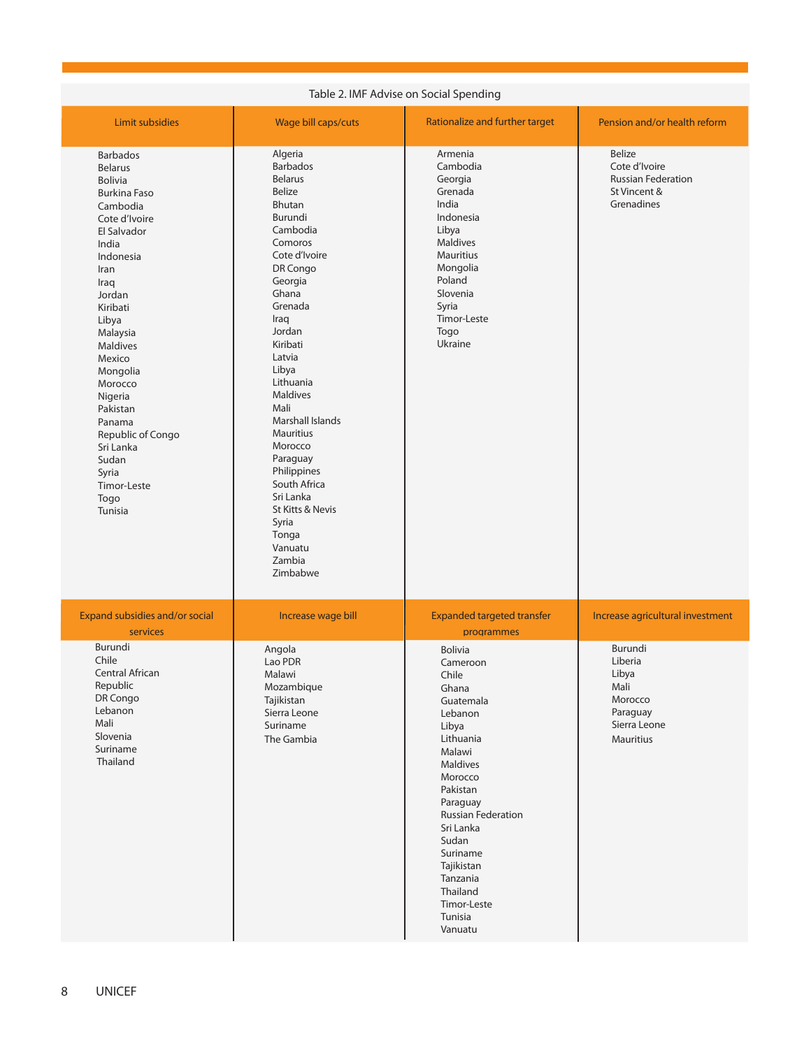Table 2. IMF Advise on Social Spending

| Limit subsidies | Wage bill caps/cuts | Rationalize and further target | Pension and/or health reform |
|---|---|---|---|
| Barbados | Algeria | Armenia | Belize |
| Belarus | Barbados | Cambodia | Cote d'Ivoire |
| Bolivia | Belarus | Georgia | Russian Federation |
| Burkina Faso | Belize | Grenada | St Vincent & Grenadines |
| Cambodia | Bhutan | India | |
| Cote d'Ivoire | Burundi | Indonesia | |
| El Salvador | Cambodia | Libya | |
| India | Comoros | Maldives | |
| Indonesia | Cote d'Ivoire | Mauritius | |
| Iran | DR Congo | Mongolia | |
| Iraq | Georgia | Poland | |
| Jordan | Ghana | Slovenia | |
| Kiribati | Grenada | Syria | |
| Libya | Iraq | Timor-Leste | |
| Malaysia | Jordan | Togo | |
| Maldives | Kiribati | Ukraine | |
| Mexico | Latvia | | |
| Mongolia | Libya | | |
| Morocco | Lithuania | | |
| Nigeria | Maldives | | |
| Pakistan | Mali | | |
| Panama | Marshall Islands | | |
| Republic of Congo | Mauritius | | |
| Sri Lanka | Morocco | | |
| Sudan | Paraguay | | |
| Syria | Philippines | | |
| Timor-Leste | South Africa | | |
| Togo | Sri Lanka | | |
| Tunisia | St Kitts & Nevis | | |
| | Syria | | |
| | Tonga | | |
| | Vanuatu | | |
| | Zambia | | |
| | Zimbabwe | | |
| **Expand subsidies and/or social services** | **Increase wage bill** | **Expanded targeted transfer programmes** | **Increase agricultural investment** |
| Burundi | Angola | Bolivia | Burundi |
| Chile | Lao PDR | Cameroon | Liberia |
| Central African Republic | Malawi | Chile | Libya |
| DR Congo | Mozambique | Ghana | Mali |
| Lebanon | Tajikistan | Guatemala | Morocco |
| Mali | Sierra Leone | Lebanon | Paraguay |
| Slovenia | Suriname | Libya | Sierra Leone |
| Suriname | The Gambia | Lithuania | Mauritius |
| Thailand | | Malawi | |
| | | Maldives | |
| | | Morocco | |
| | | Pakistan | |
| | | Paraguay | |
| | | Russian Federation | |
| | | Sri Lanka | |
| | | Sudan | |
| | | Suriname | |
| | | Tajikistan | |
| | | Tanzania | |
| | | Thailand | |
| | | Timor-Leste | |
| | | Tunisia | |
| | | Vanuatu | |